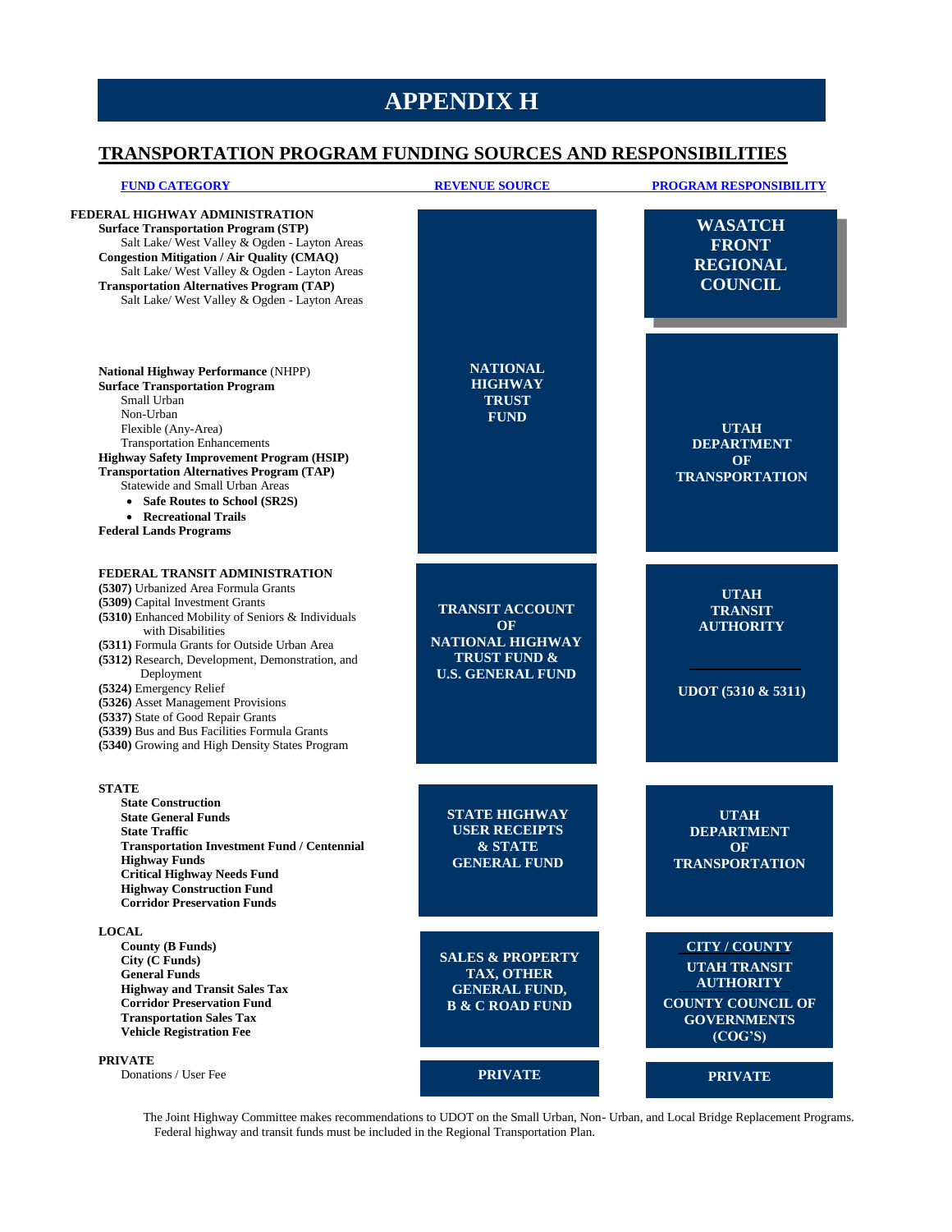# APPENDIX H

## TRANSPORTATION PROGRAM FUNDING SOURCES AND RESPONSIBILITIES

| FUND CATEGORY | REVENUE SOURCE | PROGRAM RESPONSIBILITY |
|---|---|---|
| **FEDERAL HIGHWAY ADMINISTRATION**<br>**Surface Transportation Program (STP)**<br>Salt Lake/ West Valley & Ogden - Layton Areas<br>**Congestion Mitigation / Air Quality (CMAQ)**<br>Salt Lake/ West Valley & Ogden - Layton Areas<br>**Transportation Alternatives Program (TAP)**<br>Salt Lake/ West Valley & Ogden - Layton Areas | **NATIONAL HIGHWAY TRUST FUND** | **WASATCH FRONT REGIONAL COUNCIL** |
| **National Highway Performance** (NHPP)<br>**Surface Transportation Program**<br>Small Urban<br>Non-Urban<br>Flexible (Any-Area)<br>Transportation Enhancements<br>**Highway Safety Improvement Program (HSIP)**<br>**Transportation Alternatives Program (TAP)**<br>Statewide and Small Urban Areas<br>• **Safe Routes to School (SR2S)**<br>• **Recreational Trails**<br>**Federal Lands Programs** | | **UTAH DEPARTMENT OF TRANSPORTATION** |
| **FEDERAL TRANSIT ADMINISTRATION**<br>**(5307)** Urbanized Area Formula Grants<br>**(5309)** Capital Investment Grants<br>**(5310)** Enhanced Mobility of Seniors & Individuals with Disabilities<br>**(5311)** Formula Grants for Outside Urban Area<br>**(5312)** Research, Development, Demonstration, and Deployment<br>**(5324)** Emergency Relief<br>**(5326)** Asset Management Provisions<br>**(5337)** State of Good Repair Grants<br>**(5339)** Bus and Bus Facilities Formula Grants<br>**(5340)** Growing and High Density States Program | **TRANSIT ACCOUNT OF NATIONAL HIGHWAY TRUST FUND & U.S. GENERAL FUND** | **UTAH TRANSIT AUTHORITY**<br>**UDOT (5310 & 5311)** |
| **STATE**<br>**State Construction**<br>**State General Funds**<br>**State Traffic**<br>**Transportation Investment Fund / Centennial Highway Funds**<br>**Critical Highway Needs Fund**<br>**Highway Construction Fund**<br>**Corridor Preservation Funds** | **STATE HIGHWAY USER RECEIPTS & STATE GENERAL FUND** | **UTAH DEPARTMENT OF TRANSPORTATION** |
| **LOCAL**<br>**County (B Funds)**<br>**City (C Funds)**<br>**General Funds**<br>**Highway and Transit Sales Tax**<br>**Corridor Preservation Fund**<br>**Transportation Sales Tax**<br>**Vehicle Registration Fee** | **SALES & PROPERTY TAX, OTHER GENERAL FUND, B & C ROAD FUND** | **CITY / COUNTY**<br>**UTAH TRANSIT AUTHORITY**<br>**COUNTY COUNCIL OF GOVERNMENTS (COG'S)** |
| **PRIVATE**<br>Donations / User Fee | **PRIVATE** | **PRIVATE** |

The Joint Highway Committee makes recommendations to UDOT on the Small Urban, Non- Urban, and Local Bridge Replacement Programs. Federal highway and transit funds must be included in the Regional Transportation Plan.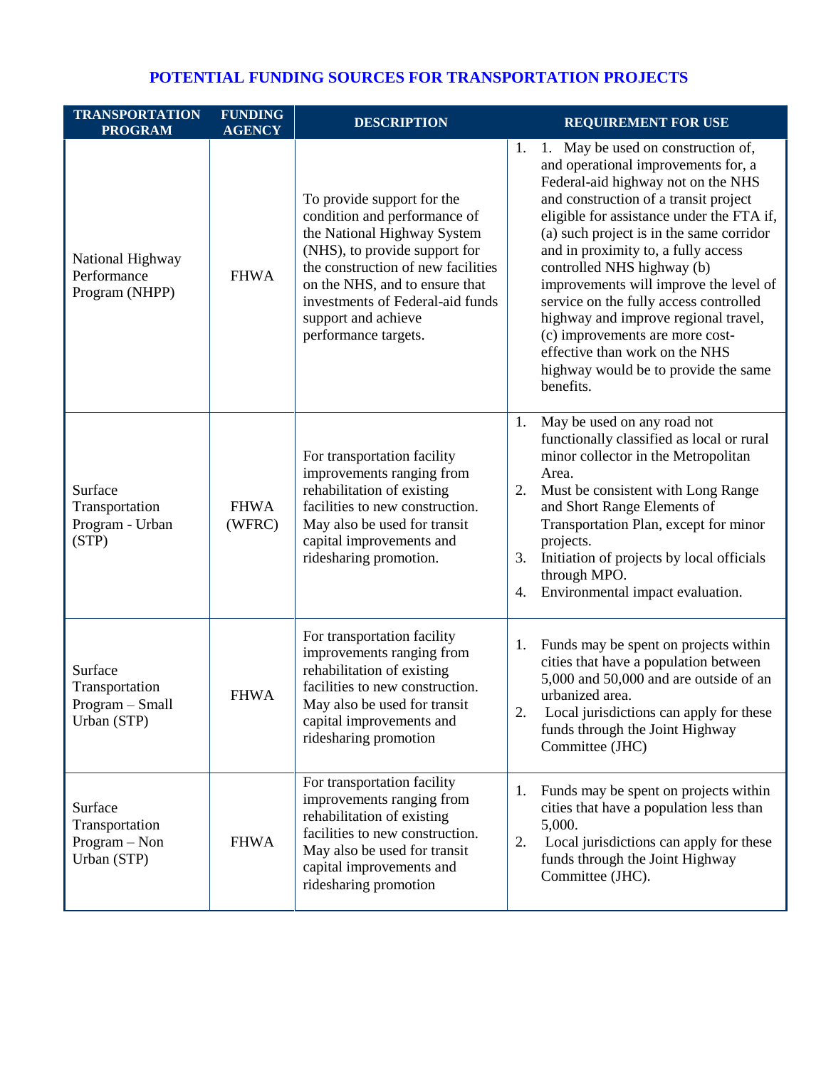## POTENTIAL FUNDING SOURCES FOR TRANSPORTATION PROJECTS

| TRANSPORTATION PROGRAM | FUNDING AGENCY | DESCRIPTION | REQUIREMENT FOR USE |
|---|---|---|---|
| National Highway Performance Program (NHPP) | FHWA | To provide support for the condition and performance of the National Highway System (NHS), to provide support for the construction of new facilities on the NHS, and to ensure that investments of Federal-aid funds support and achieve performance targets. | 1. 1. May be used on construction of, and operational improvements for, a Federal-aid highway not on the NHS and construction of a transit project eligible for assistance under the FTA if, (a) such project is in the same corridor and in proximity to, a fully access controlled NHS highway (b) improvements will improve the level of service on the fully access controlled highway and improve regional travel, (c) improvements are more cost-effective than work on the NHS highway would be to provide the same benefits. |
| Surface Transportation Program - Urban (STP) | FHWA (WFRC) | For transportation facility improvements ranging from rehabilitation of existing facilities to new construction. May also be used for transit capital improvements and ridesharing promotion. | 1. May be used on any road not functionally classified as local or rural minor collector in the Metropolitan Area.<br>2. Must be consistent with Long Range and Short Range Elements of Transportation Plan, except for minor projects.<br>3. Initiation of projects by local officials through MPO.<br>4. Environmental impact evaluation. |
| Surface Transportation Program – Small Urban (STP) | FHWA | For transportation facility improvements ranging from rehabilitation of existing facilities to new construction. May also be used for transit capital improvements and ridesharing promotion | 1. Funds may be spent on projects within cities that have a population between 5,000 and 50,000 and are outside of an urbanized area.<br>2. Local jurisdictions can apply for these funds through the Joint Highway Committee (JHC) |
| Surface Transportation Program – Non Urban (STP) | FHWA | For transportation facility improvements ranging from rehabilitation of existing facilities to new construction. May also be used for transit capital improvements and ridesharing promotion | 1. Funds may be spent on projects within cities that have a population less than 5,000.<br>2. Local jurisdictions can apply for these funds through the Joint Highway Committee (JHC). |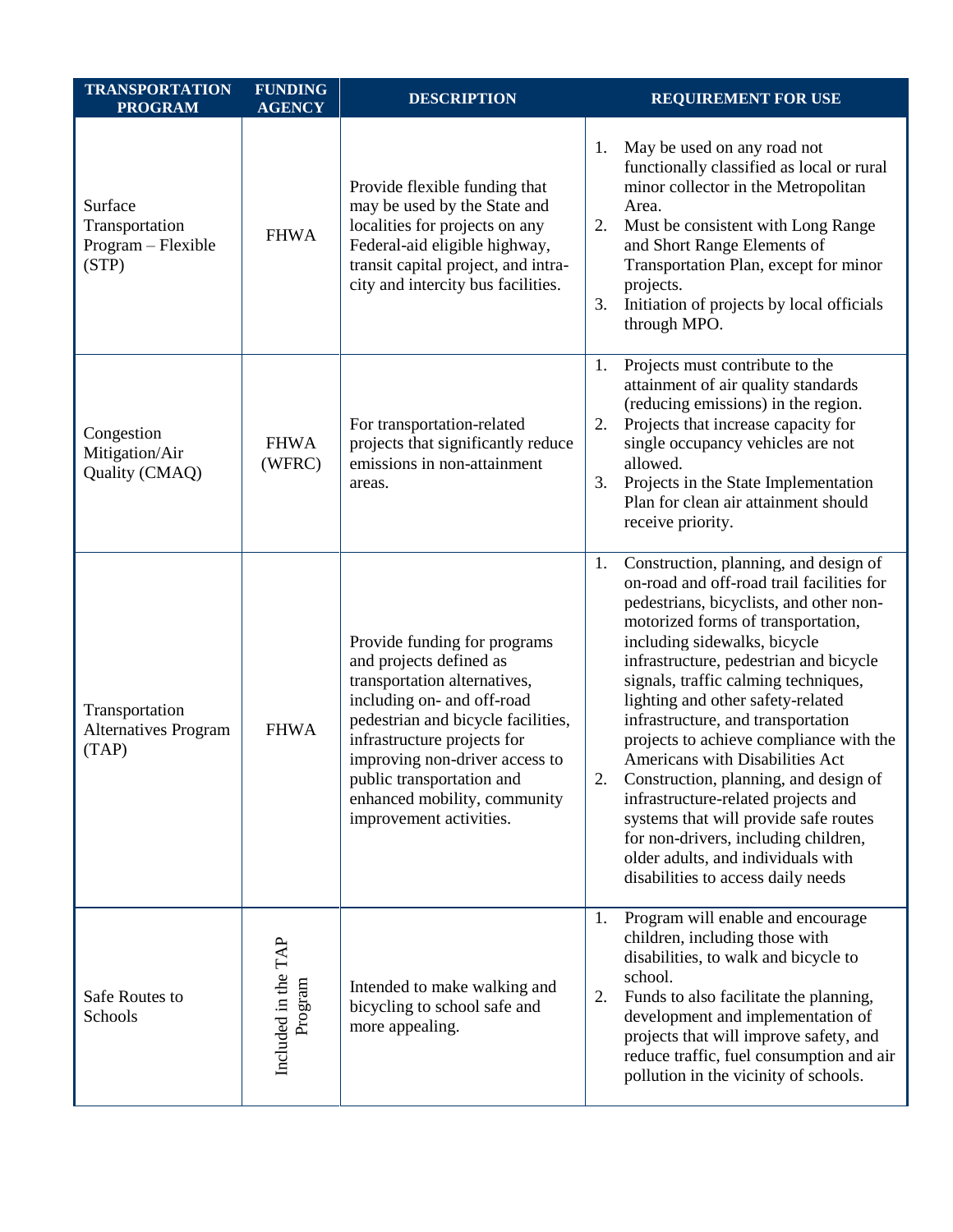| TRANSPORTATION PROGRAM | FUNDING AGENCY | DESCRIPTION | REQUIREMENT FOR USE |
| --- | --- | --- | --- |
| Surface Transportation Program – Flexible (STP) | FHWA | Provide flexible funding that may be used by the State and localities for projects on any Federal-aid eligible highway, transit capital project, and intra-city and intercity bus facilities. | 1. May be used on any road not functionally classified as local or rural minor collector in the Metropolitan Area.<br>2. Must be consistent with Long Range and Short Range Elements of Transportation Plan, except for minor projects.<br>3. Initiation of projects by local officials through MPO. |
| Congestion Mitigation/Air Quality (CMAQ) | FHWA (WFRC) | For transportation-related projects that significantly reduce emissions in non-attainment areas. | 1. Projects must contribute to the attainment of air quality standards (reducing emissions) in the region.<br>2. Projects that increase capacity for single occupancy vehicles are not allowed.<br>3. Projects in the State Implementation Plan for clean air attainment should receive priority. |
| Transportation Alternatives Program (TAP) | FHWA | Provide funding for programs and projects defined as transportation alternatives, including on- and off-road pedestrian and bicycle facilities, infrastructure projects for improving non-driver access to public transportation and enhanced mobility, community improvement activities. | 1. Construction, planning, and design of on-road and off-road trail facilities for pedestrians, bicyclists, and other non-motorized forms of transportation, including sidewalks, bicycle infrastructure, pedestrian and bicycle signals, traffic calming techniques, lighting and other safety-related infrastructure, and transportation projects to achieve compliance with the Americans with Disabilities Act<br>2. Construction, planning, and design of infrastructure-related projects and systems that will provide safe routes for non-drivers, including children, older adults, and individuals with disabilities to access daily needs |
| Safe Routes to Schools | Included in the TAP Program | Intended to make walking and bicycling to school safe and more appealing. | 1. Program will enable and encourage children, including those with disabilities, to walk and bicycle to school.<br>2. Funds to also facilitate the planning, development and implementation of projects that will improve safety, and reduce traffic, fuel consumption and air pollution in the vicinity of schools. |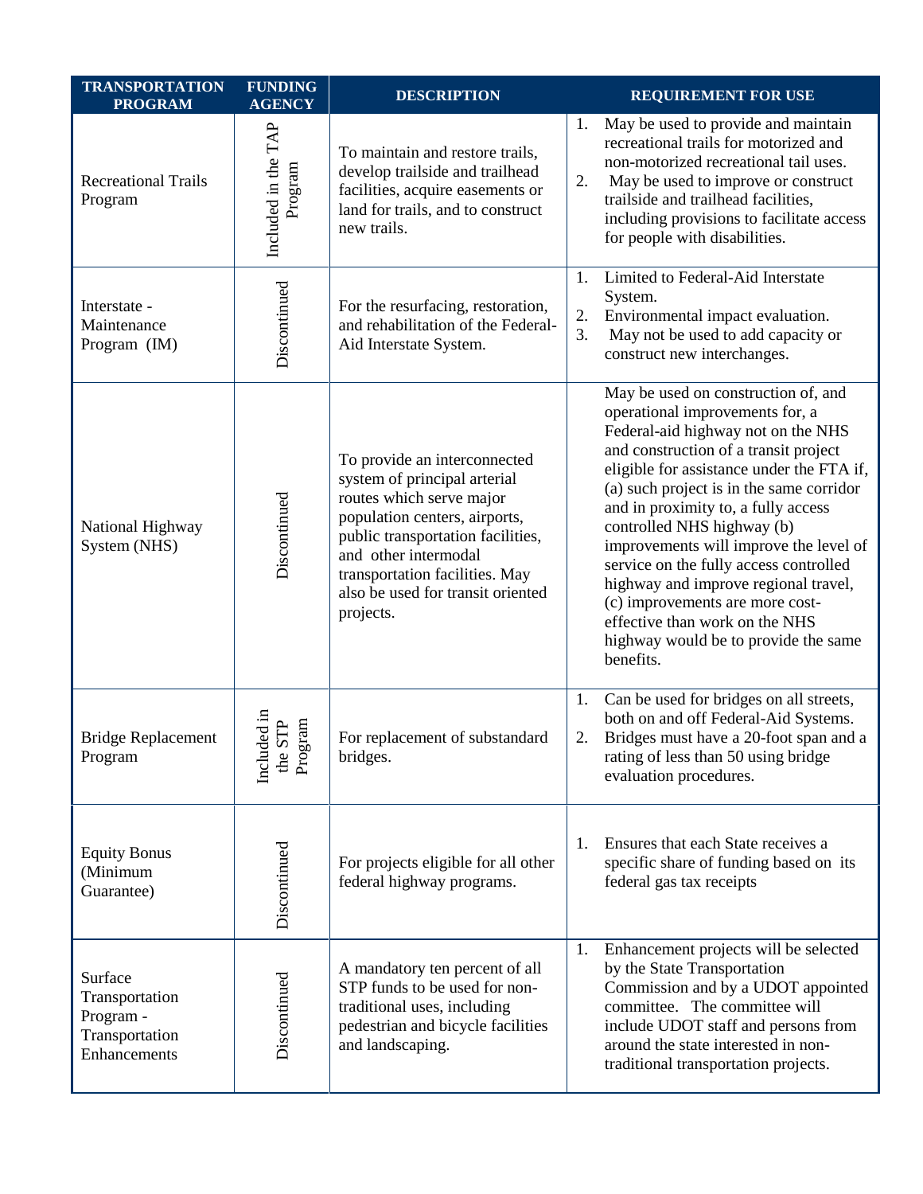| TRANSPORTATION PROGRAM | FUNDING AGENCY | DESCRIPTION | REQUIREMENT FOR USE |
|---|---|---|---|
| Recreational Trails Program | Included in the TAP Program | To maintain and restore trails, develop trailside and trailhead facilities, acquire easements or land for trails, and to construct new trails. | 1. May be used to provide and maintain recreational trails for motorized and non-motorized recreational tail uses.<br>2. May be used to improve or construct trailside and trailhead facilities, including provisions to facilitate access for people with disabilities. |
| Interstate - Maintenance Program (IM) | Discontinued | For the resurfacing, restoration, and rehabilitation of the Federal-Aid Interstate System. | 1. Limited to Federal-Aid Interstate System.<br>2. Environmental impact evaluation.<br>3. May not be used to add capacity or construct new interchanges. |
| National Highway System (NHS) | Discontinued | To provide an interconnected system of principal arterial routes which serve major population centers, airports, public transportation facilities, and other intermodal transportation facilities. May also be used for transit oriented projects. | May be used on construction of, and operational improvements for, a Federal-aid highway not on the NHS and construction of a transit project eligible for assistance under the FTA if, (a) such project is in the same corridor and in proximity to, a fully access controlled NHS highway (b) improvements will improve the level of service on the fully access controlled highway and improve regional travel, (c) improvements are more cost-effective than work on the NHS highway would be to provide the same benefits. |
| Bridge Replacement Program | Included in the STP Program | For replacement of substandard bridges. | 1. Can be used for bridges on all streets, both on and off Federal-Aid Systems.<br>2. Bridges must have a 20-foot span and a rating of less than 50 using bridge evaluation procedures. |
| Equity Bonus (Minimum Guarantee) | Discontinued | For projects eligible for all other federal highway programs. | 1. Ensures that each State receives a specific share of funding based on its federal gas tax receipts |
| Surface Transportation Program - Transportation Enhancements | Discontinued | A mandatory ten percent of all STP funds to be used for non-traditional uses, including pedestrian and bicycle facilities and landscaping. | 1. Enhancement projects will be selected by the State Transportation Commission and by a UDOT appointed committee. The committee will include UDOT staff and persons from around the state interested in non-traditional transportation projects. |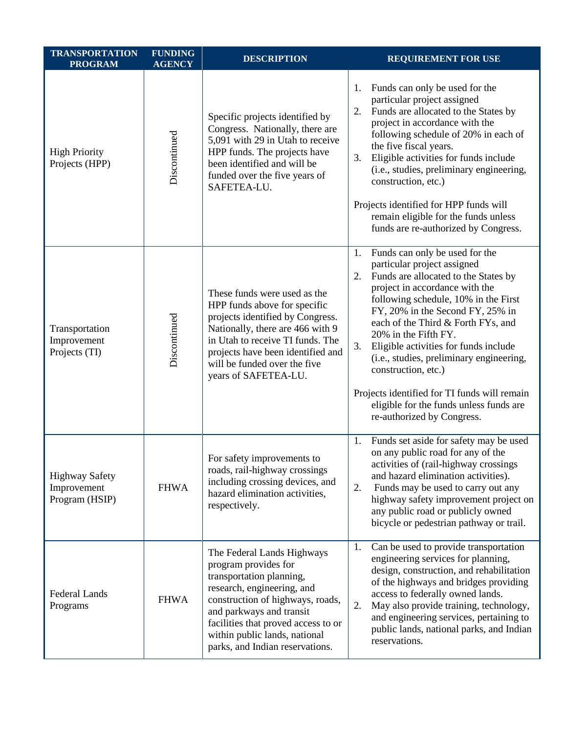| TRANSPORTATION PROGRAM | FUNDING AGENCY | DESCRIPTION | REQUIREMENT FOR USE |
|---|---|---|---|
| High Priority Projects (HPP) | Discontinued | Specific projects identified by Congress. Nationally, there are 5,091 with 29 in Utah to receive HPP funds. The projects have been identified and will be funded over the five years of SAFETEA-LU. | 1. Funds can only be used for the particular project assigned<br>2. Funds are allocated to the States by project in accordance with the following schedule of 20% in each of the five fiscal years.<br>3. Eligible activities for funds include (i.e., studies, preliminary engineering, construction, etc.)<br><br>Projects identified for HPP funds will remain eligible for the funds unless funds are re-authorized by Congress. |
| Transportation Improvement Projects (TI) | Discontinued | These funds were used as the HPP funds above for specific projects identified by Congress. Nationally, there are 466 with 9 in Utah to receive TI funds. The projects have been identified and will be funded over the five years of SAFETEA-LU. | 1. Funds can only be used for the particular project assigned<br>2. Funds are allocated to the States by project in accordance with the following schedule, 10% in the First FY, 20% in the Second FY, 25% in each of the Third & Forth FYs, and 20% in the Fifth FY.<br>3. Eligible activities for funds include (i.e., studies, preliminary engineering, construction, etc.)<br><br>Projects identified for TI funds will remain eligible for the funds unless funds are re-authorized by Congress. |
| Highway Safety Improvement Program (HSIP) | FHWA | For safety improvements to roads, rail-highway crossings including crossing devices, and hazard elimination activities, respectively. | 1. Funds set aside for safety may be used on any public road for any of the activities of (rail-highway crossings and hazard elimination activities).<br>2. Funds may be used to carry out any highway safety improvement project on any public road or publicly owned bicycle or pedestrian pathway or trail. |
| Federal Lands Programs | FHWA | The Federal Lands Highways program provides for transportation planning, research, engineering, and construction of highways, roads, and parkways and transit facilities that proved access to or within public lands, national parks, and Indian reservations. | 1. Can be used to provide transportation engineering services for planning, design, construction, and rehabilitation of the highways and bridges providing access to federally owned lands.<br>2. May also provide training, technology, and engineering services, pertaining to public lands, national parks, and Indian reservations. |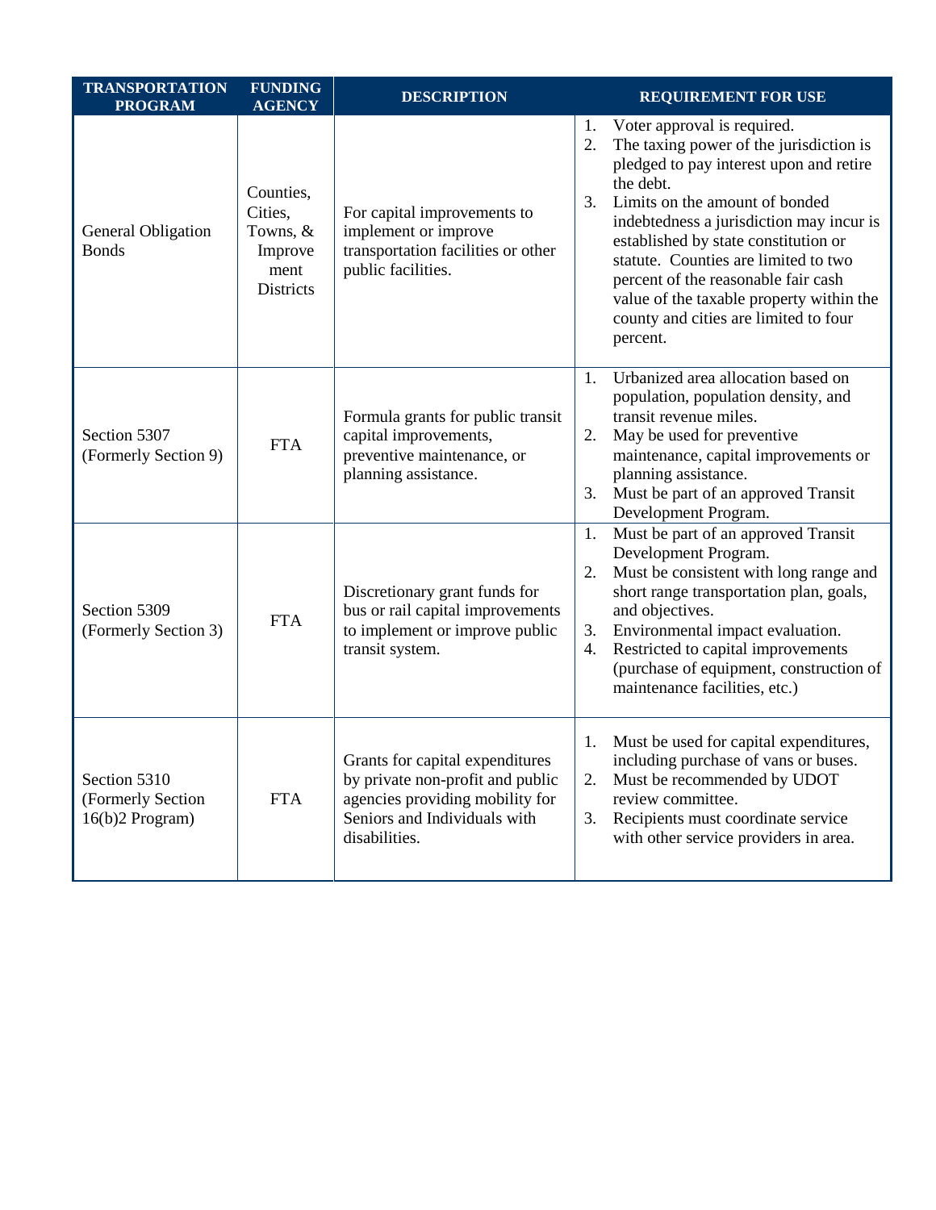| TRANSPORTATION PROGRAM | FUNDING AGENCY | DESCRIPTION | REQUIREMENT FOR USE |
|---|---|---|---|
| General Obligation Bonds | Counties, Cities, Towns, & Improvement Districts | For capital improvements to implement or improve transportation facilities or other public facilities. | 1. Voter approval is required. 2. The taxing power of the jurisdiction is pledged to pay interest upon and retire the debt. 3. Limits on the amount of bonded indebtedness a jurisdiction may incur is established by state constitution or statute. Counties are limited to two percent of the reasonable fair cash value of the taxable property within the county and cities are limited to four percent. |
| Section 5307 (Formerly Section 9) | FTA | Formula grants for public transit capital improvements, preventive maintenance, or planning assistance. | 1. Urbanized area allocation based on population, population density, and transit revenue miles. 2. May be used for preventive maintenance, capital improvements or planning assistance. 3. Must be part of an approved Transit Development Program. |
| Section 5309 (Formerly Section 3) | FTA | Discretionary grant funds for bus or rail capital improvements to implement or improve public transit system. | 1. Must be part of an approved Transit Development Program. 2. Must be consistent with long range and short range transportation plan, goals, and objectives. 3. Environmental impact evaluation. 4. Restricted to capital improvements (purchase of equipment, construction of maintenance facilities, etc.) |
| Section 5310 (Formerly Section 16(b)2 Program) | FTA | Grants for capital expenditures by private non-profit and public agencies providing mobility for Seniors and Individuals with disabilities. | 1. Must be used for capital expenditures, including purchase of vans or buses. 2. Must be recommended by UDOT review committee. 3. Recipients must coordinate service with other service providers in area. |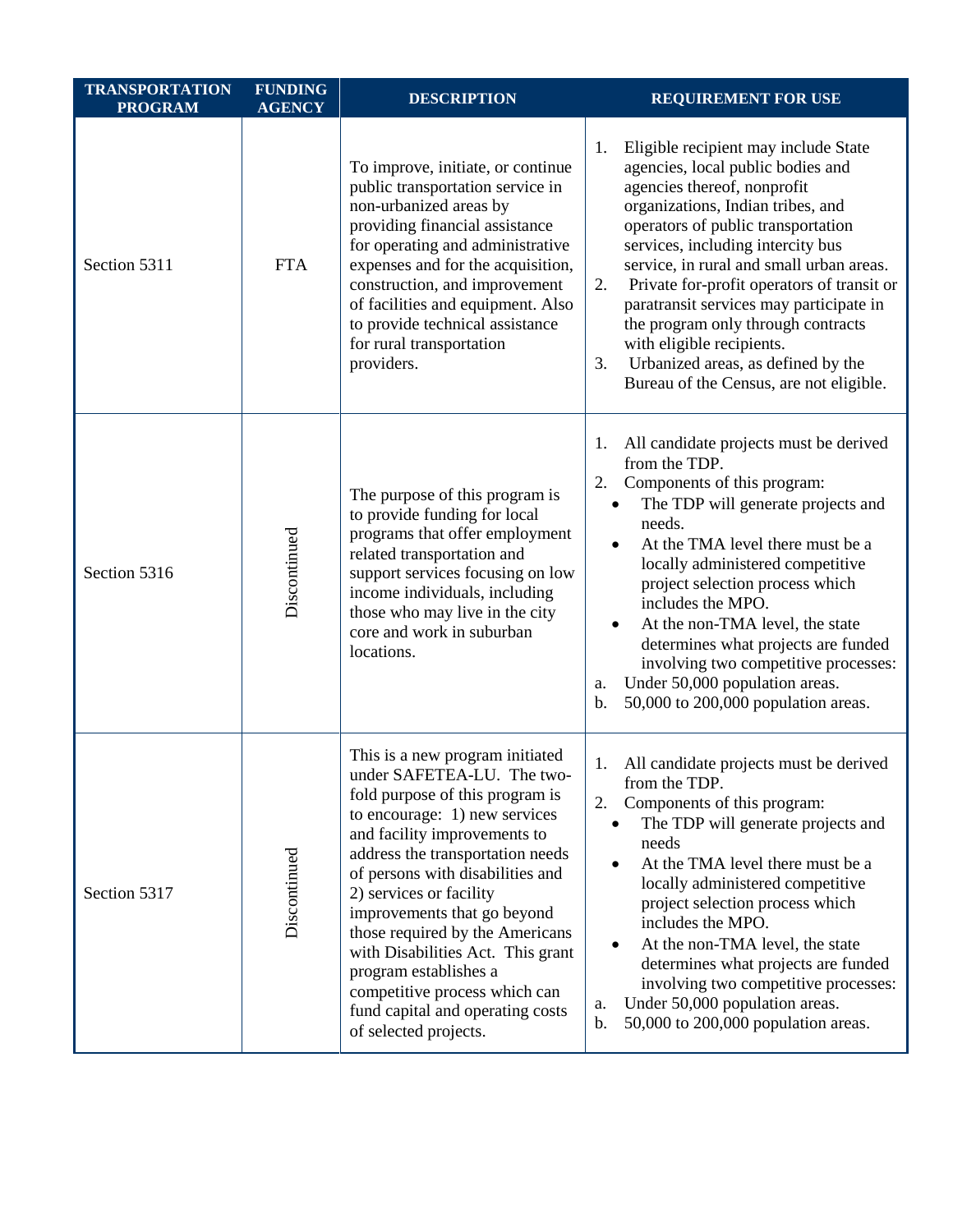| TRANSPORTATION PROGRAM | FUNDING AGENCY | DESCRIPTION | REQUIREMENT FOR USE |
|---|---|---|---|
| Section 5311 | FTA | To improve, initiate, or continue public transportation service in non-urbanized areas by providing financial assistance for operating and administrative expenses and for the acquisition, construction, and improvement of facilities and equipment. Also to provide technical assistance for rural transportation providers. | 1. Eligible recipient may include State agencies, local public bodies and agencies thereof, nonprofit organizations, Indian tribes, and operators of public transportation services, including intercity bus service, in rural and small urban areas. <br> 2. Private for-profit operators of transit or paratransit services may participate in the program only through contracts with eligible recipients. <br> 3. Urbanized areas, as defined by the Bureau of the Census, are not eligible. |
| Section 5316 | Discontinued | The purpose of this program is to provide funding for local programs that offer employment related transportation and support services focusing on low income individuals, including those who may live in the city core and work in suburban locations. | 1. All candidate projects must be derived from the TDP. <br> 2. Components of this program: <br> • The TDP will generate projects and needs. <br> • At the TMA level there must be a locally administered competitive project selection process which includes the MPO. <br> • At the non-TMA level, the state determines what projects are funded involving two competitive processes: <br> a. Under 50,000 population areas. <br> b. 50,000 to 200,000 population areas. |
| Section 5317 | Discontinued | This is a new program initiated under SAFETEA-LU. The two-fold purpose of this program is to encourage: 1) new services and facility improvements to address the transportation needs of persons with disabilities and 2) services or facility improvements that go beyond those required by the Americans with Disabilities Act. This grant program establishes a competitive process which can fund capital and operating costs of selected projects. | 1. All candidate projects must be derived from the TDP. <br> 2. Components of this program: <br> • The TDP will generate projects and needs <br> • At the TMA level there must be a locally administered competitive project selection process which includes the MPO. <br> • At the non-TMA level, the state determines what projects are funded involving two competitive processes: <br> a. Under 50,000 population areas. <br> b. 50,000 to 200,000 population areas. |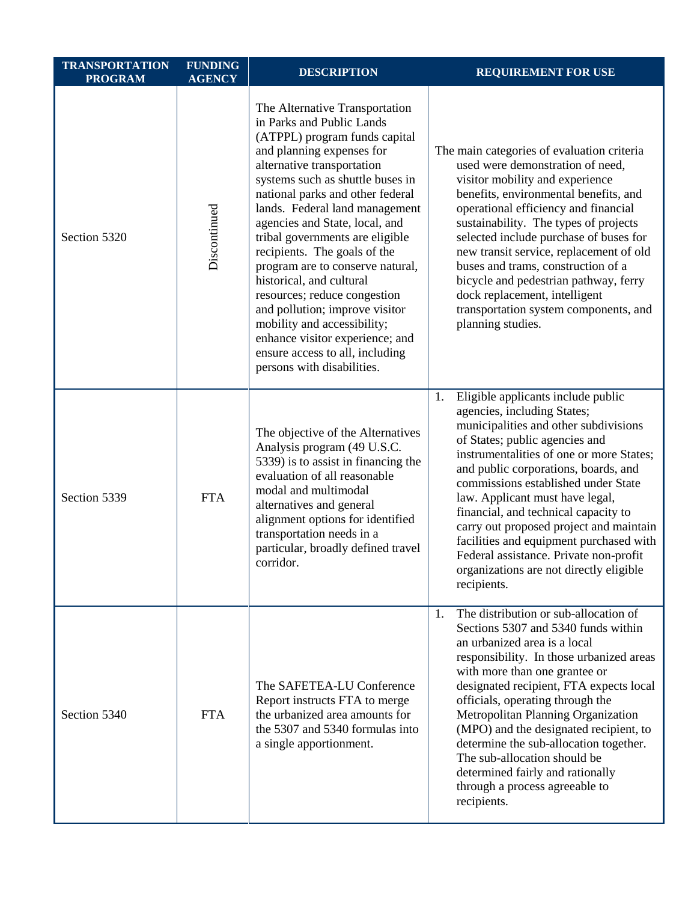| TRANSPORTATION PROGRAM | FUNDING AGENCY | DESCRIPTION | REQUIREMENT FOR USE |
|---|---|---|---|
| Section 5320 | Discontinued | The Alternative Transportation in Parks and Public Lands (ATPPL) program funds capital and planning expenses for alternative transportation systems such as shuttle buses in national parks and other federal lands. Federal land management agencies and State, local, and tribal governments are eligible recipients. The goals of the program are to conserve natural, historical, and cultural resources; reduce congestion and pollution; improve visitor mobility and accessibility; enhance visitor experience; and ensure access to all, including persons with disabilities. | The main categories of evaluation criteria used were demonstration of need, visitor mobility and experience benefits, environmental benefits, and operational efficiency and financial sustainability. The types of projects selected include purchase of buses for new transit service, replacement of old buses and trams, construction of a bicycle and pedestrian pathway, ferry dock replacement, intelligent transportation system components, and planning studies. |
| Section 5339 | FTA | The objective of the Alternatives Analysis program (49 U.S.C. 5339) is to assist in financing the evaluation of all reasonable modal and multimodal alternatives and general alignment options for identified transportation needs in a particular, broadly defined travel corridor. | 1. Eligible applicants include public agencies, including States; municipalities and other subdivisions of States; public agencies and instrumentalities of one or more States; and public corporations, boards, and commissions established under State law. Applicant must have legal, financial, and technical capacity to carry out proposed project and maintain facilities and equipment purchased with Federal assistance. Private non-profit organizations are not directly eligible recipients. |
| Section 5340 | FTA | The SAFETEA-LU Conference Report instructs FTA to merge the urbanized area amounts for the 5307 and 5340 formulas into a single apportionment. | 1. The distribution or sub-allocation of Sections 5307 and 5340 funds within an urbanized area is a local responsibility. In those urbanized areas with more than one grantee or designated recipient, FTA expects local officials, operating through the Metropolitan Planning Organization (MPO) and the designated recipient, to determine the sub-allocation together. The sub-allocation should be determined fairly and rationally through a process agreeable to recipients. |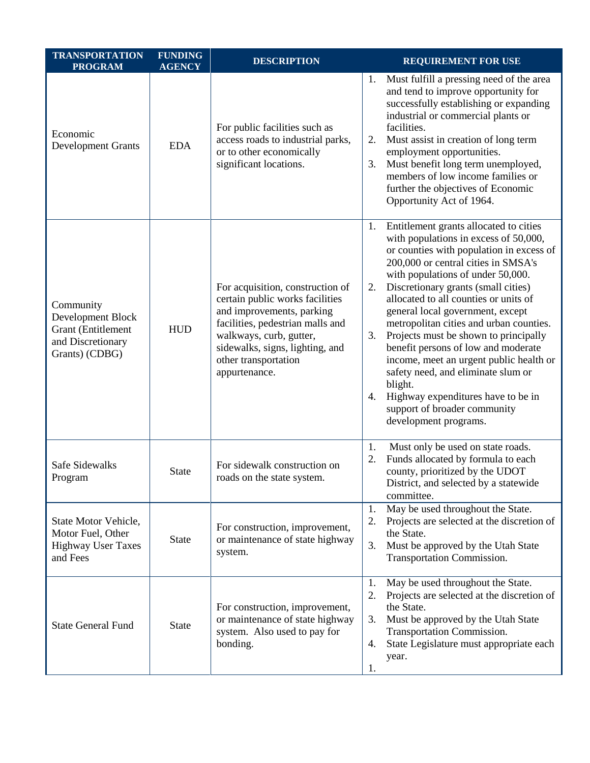| TRANSPORTATION PROGRAM | FUNDING AGENCY | DESCRIPTION | REQUIREMENT FOR USE |
|---|---|---|---|
| Economic Development Grants | EDA | For public facilities such as access roads to industrial parks, or to other economically significant locations. | 1. Must fulfill a pressing need of the area and tend to improve opportunity for successfully establishing or expanding industrial or commercial plants or facilities.<br>2. Must assist in creation of long term employment opportunities.<br>3. Must benefit long term unemployed, members of low income families or further the objectives of Economic Opportunity Act of 1964. |
| Community Development Block Grant (Entitlement and Discretionary Grants) (CDBG) | HUD | For acquisition, construction of certain public works facilities and improvements, parking facilities, pedestrian malls and walkways, curb, gutter, sidewalks, signs, lighting, and other transportation appurtenance. | 1. Entitlement grants allocated to cities with populations in excess of 50,000, or counties with population in excess of 200,000 or central cities in SMSA's with populations of under 50,000.<br>2. Discretionary grants (small cities) allocated to all counties or units of general local government, except metropolitan cities and urban counties.<br>3. Projects must be shown to principally benefit persons of low and moderate income, meet an urgent public health or safety need, and eliminate slum or blight.<br>4. Highway expenditures have to be in support of broader community development programs. |
| Safe Sidewalks Program | State | For sidewalk construction on roads on the state system. | 1. Must only be used on state roads.<br>2. Funds allocated by formula to each county, prioritized by the UDOT District, and selected by a statewide committee. |
| State Motor Vehicle, Motor Fuel, Other Highway User Taxes and Fees | State | For construction, improvement, or maintenance of state highway system. | 1. May be used throughout the State.<br>2. Projects are selected at the discretion of the State.<br>3. Must be approved by the Utah State Transportation Commission. |
| State General Fund | State | For construction, improvement, or maintenance of state highway system. Also used to pay for bonding. | 1. May be used throughout the State.<br>2. Projects are selected at the discretion of the State.<br>3. Must be approved by the Utah State Transportation Commission.<br>4. State Legislature must appropriate each year.<br>1. |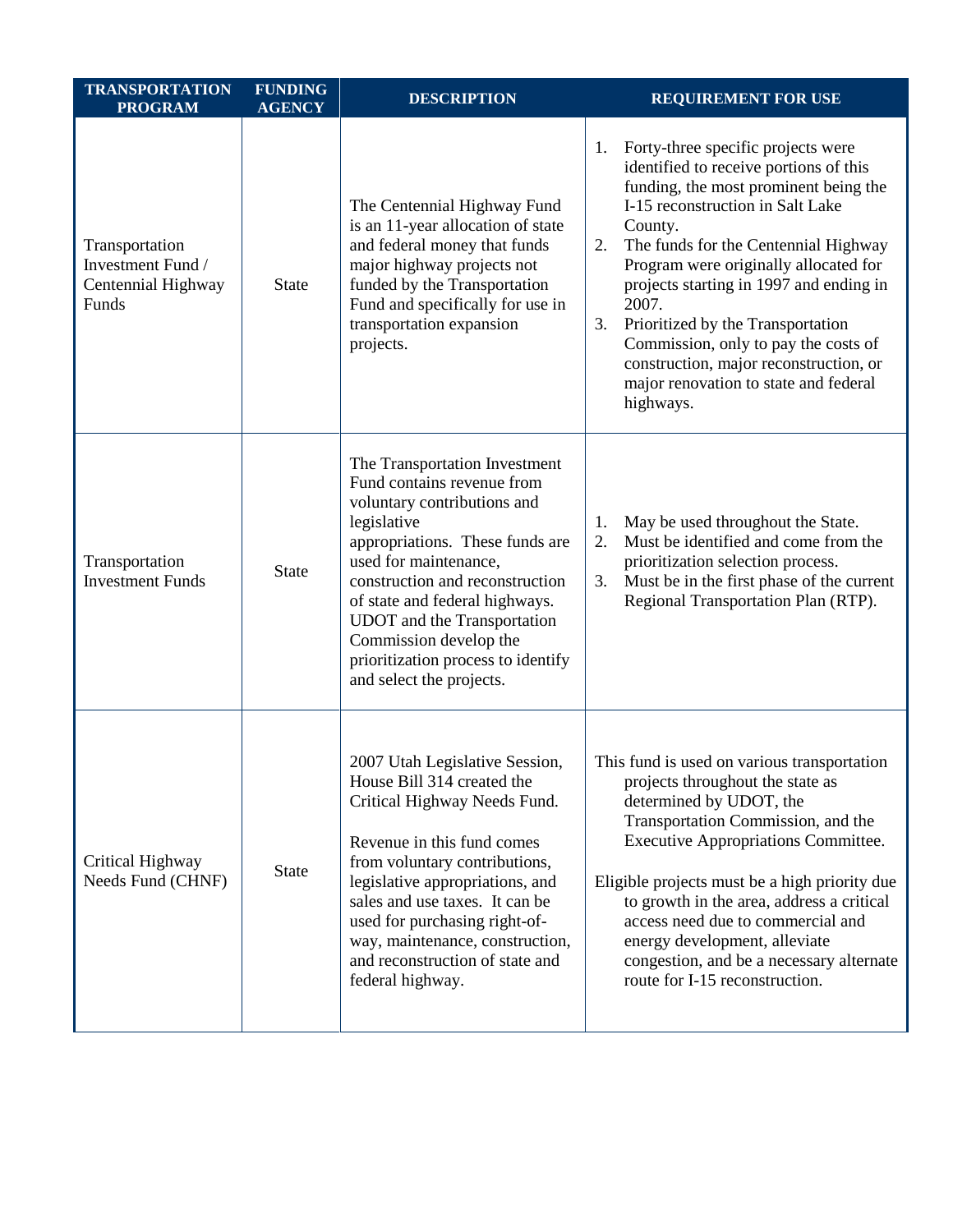| TRANSPORTATION PROGRAM | FUNDING AGENCY | DESCRIPTION | REQUIREMENT FOR USE |
|---|---|---|---|
| Transportation Investment Fund / Centennial Highway Funds | State | The Centennial Highway Fund is an 11-year allocation of state and federal money that funds major highway projects not funded by the Transportation Fund and specifically for use in transportation expansion projects. | 1. Forty-three specific projects were identified to receive portions of this funding, the most prominent being the I-15 reconstruction in Salt Lake County.<br>2. The funds for the Centennial Highway Program were originally allocated for projects starting in 1997 and ending in 2007.<br>3. Prioritized by the Transportation Commission, only to pay the costs of construction, major reconstruction, or major renovation to state and federal highways. |
| Transportation Investment Funds | State | The Transportation Investment Fund contains revenue from voluntary contributions and legislative appropriations. These funds are used for maintenance, construction and reconstruction of state and federal highways. UDOT and the Transportation Commission develop the prioritization process to identify and select the projects. | 1. May be used throughout the State.<br>2. Must be identified and come from the prioritization selection process.<br>3. Must be in the first phase of the current Regional Transportation Plan (RTP). |
| Critical Highway Needs Fund (CHNF) | State | 2007 Utah Legislative Session, House Bill 314 created the Critical Highway Needs Fund.<br><br>Revenue in this fund comes from voluntary contributions, legislative appropriations, and sales and use taxes. It can be used for purchasing right-of-way, maintenance, construction, and reconstruction of state and federal highway. | This fund is used on various transportation projects throughout the state as determined by UDOT, the Transportation Commission, and the Executive Appropriations Committee.<br><br>Eligible projects must be a high priority due to growth in the area, address a critical access need due to commercial and energy development, alleviate congestion, and be a necessary alternate route for I-15 reconstruction. |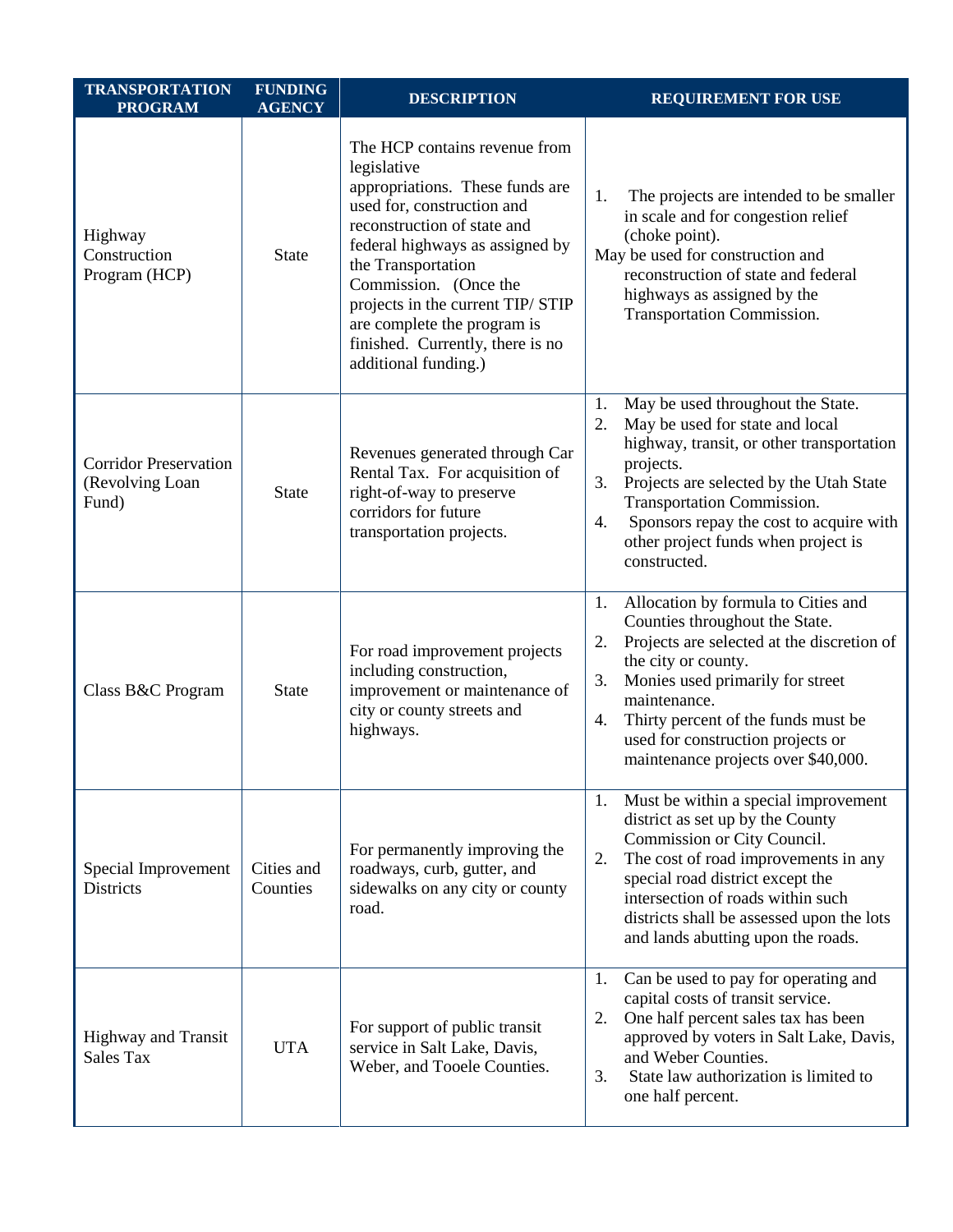| TRANSPORTATION PROGRAM | FUNDING AGENCY | DESCRIPTION | REQUIREMENT FOR USE |
|---|---|---|---|
| Highway Construction Program (HCP) | State | The HCP contains revenue from legislative appropriations. These funds are used for, construction and reconstruction of state and federal highways as assigned by the Transportation Commission. (Once the projects in the current TIP/ STIP are complete the program is finished. Currently, there is no additional funding.) | 1. The projects are intended to be smaller in scale and for congestion relief (choke point).<br>May be used for construction and reconstruction of state and federal highways as assigned by the Transportation Commission. |
| Corridor Preservation (Revolving Loan Fund) | State | Revenues generated through Car Rental Tax. For acquisition of right-of-way to preserve corridors for future transportation projects. | 1. May be used throughout the State.<br>2. May be used for state and local highway, transit, or other transportation projects.<br>3. Projects are selected by the Utah State Transportation Commission.<br>4. Sponsors repay the cost to acquire with other project funds when project is constructed. |
| Class B&C Program | State | For road improvement projects including construction, improvement or maintenance of city or county streets and highways. | 1. Allocation by formula to Cities and Counties throughout the State.<br>2. Projects are selected at the discretion of the city or county.<br>3. Monies used primarily for street maintenance.<br>4. Thirty percent of the funds must be used for construction projects or maintenance projects over $40,000. |
| Special Improvement Districts | Cities and Counties | For permanently improving the roadways, curb, gutter, and sidewalks on any city or county road. | 1. Must be within a special improvement district as set up by the County Commission or City Council.<br>2. The cost of road improvements in any special road district except the intersection of roads within such districts shall be assessed upon the lots and lands abutting upon the roads. |
| Highway and Transit Sales Tax | UTA | For support of public transit service in Salt Lake, Davis, Weber, and Tooele Counties. | 1. Can be used to pay for operating and capital costs of transit service.<br>2. One half percent sales tax has been approved by voters in Salt Lake, Davis, and Weber Counties.<br>3. State law authorization is limited to one half percent. |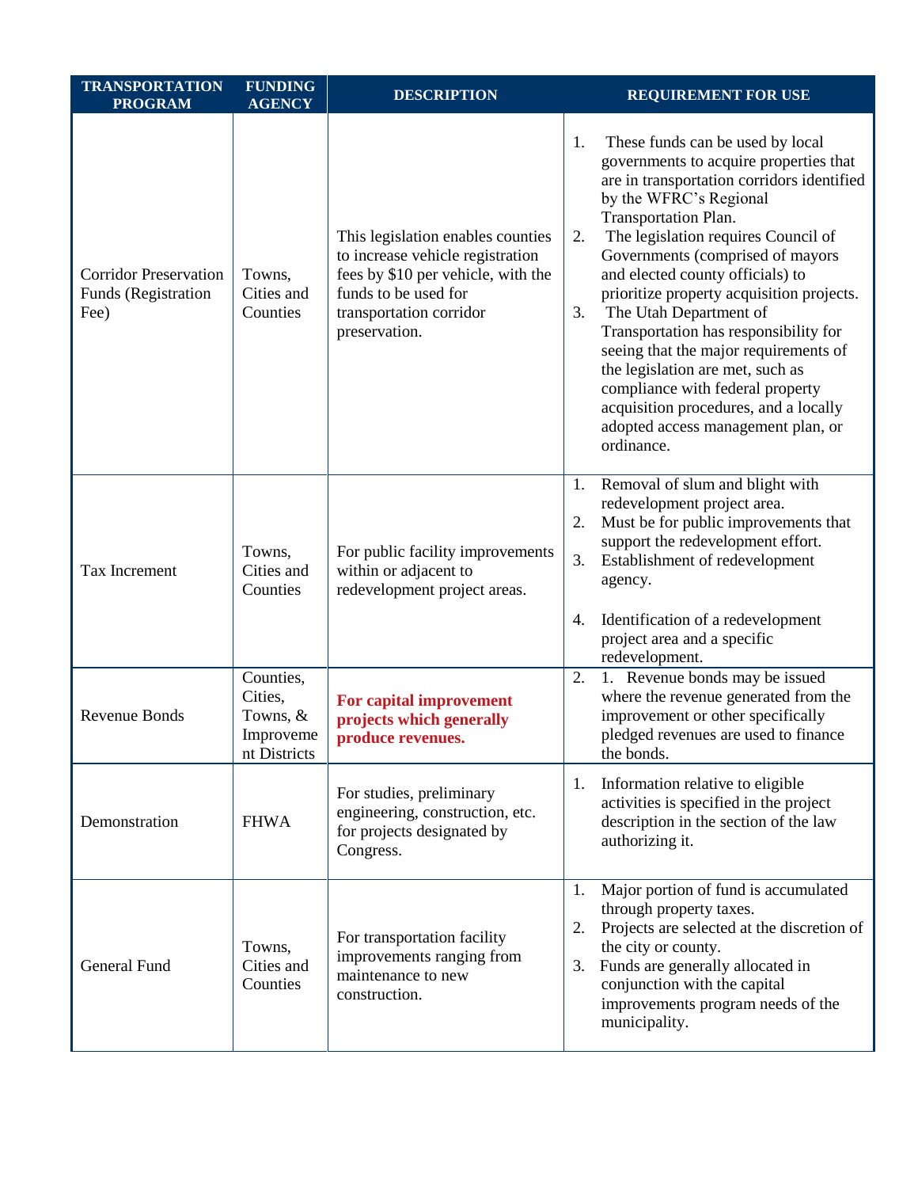| TRANSPORTATION PROGRAM | FUNDING AGENCY | DESCRIPTION | REQUIREMENT FOR USE |
|---|---|---|---|
| Corridor Preservation Funds (Registration Fee) | Towns, Cities and Counties | This legislation enables counties to increase vehicle registration fees by $10 per vehicle, with the funds to be used for transportation corridor preservation. | 1. These funds can be used by local governments to acquire properties that are in transportation corridors identified by the WFRC's Regional Transportation Plan.<br>2. The legislation requires Council of Governments (comprised of mayors and elected county officials) to prioritize property acquisition projects.<br>3. The Utah Department of Transportation has responsibility for seeing that the major requirements of the legislation are met, such as compliance with federal property acquisition procedures, and a locally adopted access management plan, or ordinance. |
| Tax Increment | Towns, Cities and Counties | For public facility improvements within or adjacent to redevelopment project areas. | 1. Removal of slum and blight with redevelopment project area.<br>2. Must be for public improvements that support the redevelopment effort.<br>3. Establishment of redevelopment agency.<br><br>4. Identification of a redevelopment project area and a specific redevelopment. |
| Revenue Bonds | Counties, Cities, Towns, & Improvement Districts | **For capital improvement projects which generally produce revenues.** | 2. 1. Revenue bonds may be issued where the revenue generated from the improvement or other specifically pledged revenues are used to finance the bonds. |
| Demonstration | FHWA | For studies, preliminary engineering, construction, etc. for projects designated by Congress. | 1. Information relative to eligible activities is specified in the project description in the section of the law authorizing it. |
| General Fund | Towns, Cities and Counties | For transportation facility improvements ranging from maintenance to new construction. | 1. Major portion of fund is accumulated through property taxes.<br>2. Projects are selected at the discretion of the city or county.<br>3. Funds are generally allocated in conjunction with the capital improvements program needs of the municipality. |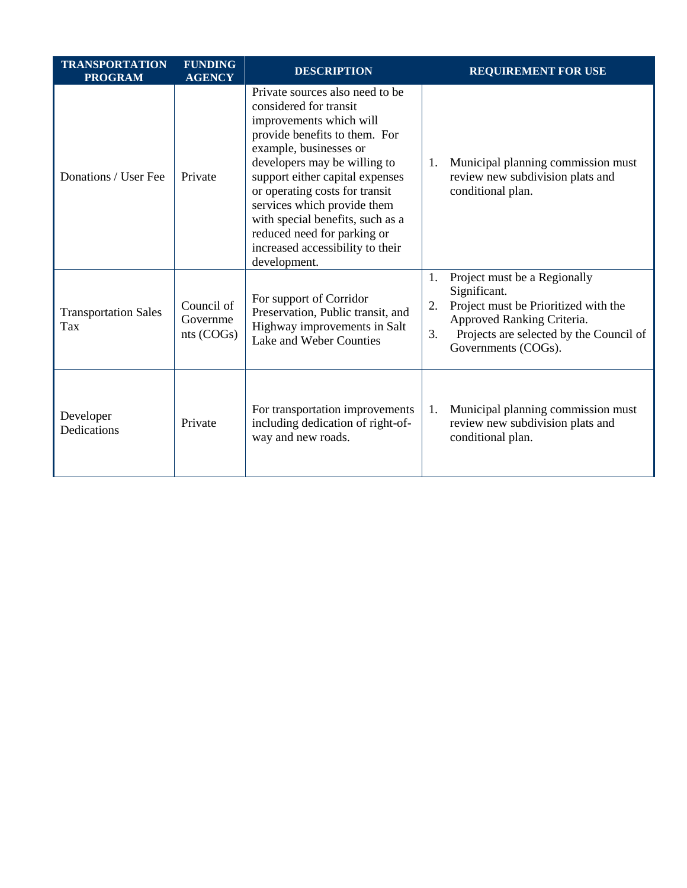| TRANSPORTATION PROGRAM | FUNDING AGENCY | DESCRIPTION | REQUIREMENT FOR USE |
|---|---|---|---|
| Donations / User Fee | Private | Private sources also need to be considered for transit improvements which will provide benefits to them. For example, businesses or developers may be willing to support either capital expenses or operating costs for transit services which provide them with special benefits, such as a reduced need for parking or increased accessibility to their development. | 1. Municipal planning commission must review new subdivision plats and conditional plan. |
| Transportation Sales Tax | Council of Governments (COGs) | For support of Corridor Preservation, Public transit, and Highway improvements in Salt Lake and Weber Counties | 1. Project must be a Regionally Significant.<br>2. Project must be Prioritized with the Approved Ranking Criteria.<br>3. Projects are selected by the Council of Governments (COGs). |
| Developer Dedications | Private | For transportation improvements including dedication of right-of-way and new roads. | 1. Municipal planning commission must review new subdivision plats and conditional plan. |